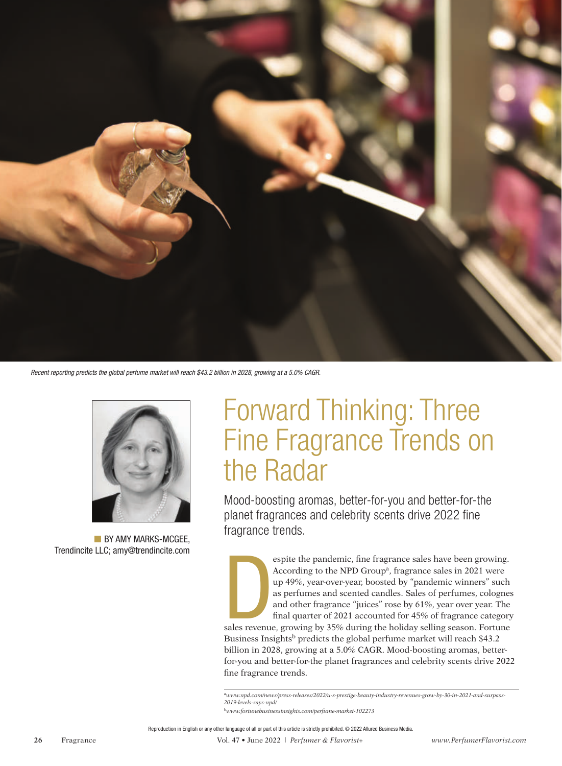*Recent reporting predicts the global perfume market will reach $43.2 billion in 2028, growing at a 5.0% CAGR.*

BY AMY MARKS-MCGEE, Trendincite LLC; amy@trendincite.com

# Forward Thinking: Three Fine Fragrance Trends on the Radar

Mood-boosting aromas, better-for-you and better-for-the planet fragrances and celebrity scents drive 2022 fine fragrance trends.

Despite the pandemic, fine fragrance sales have been growing. According to the NPD Group[a], fragrance sales in 2021 were up 49%, year-over-year, boosted by "pandemic winners" such as perfumes and scented candles. Sales of perfumes, colognes and other fragrance "juices" rose by 61%, year over year. The final quarter of 2021 accounted for 45% of fragrance category sales revenue, growing by 35% during the holiday selling season. Fortune Business Insights[b] predicts the global perfume market will reach $43.2 billion in 2028, growing at a 5.0% CAGR. Mood-boosting aromas, better-for-you and better-for-the planet fragrances and celebrity scents drive 2022 fine fragrance trends.

[a]*www.npd.com/news/press-releases/2022/u-s-prestige-beauty-industry-revenues-grow-by-30-in-2021-and-surpass-2019-levels-says-npd/*

[b]*www.fortunebusinessinsights.com/perfume-market-102273*

Reproduction in English or any other language of all or part of this article is strictly prohibited. © 2022 Allured Business Media.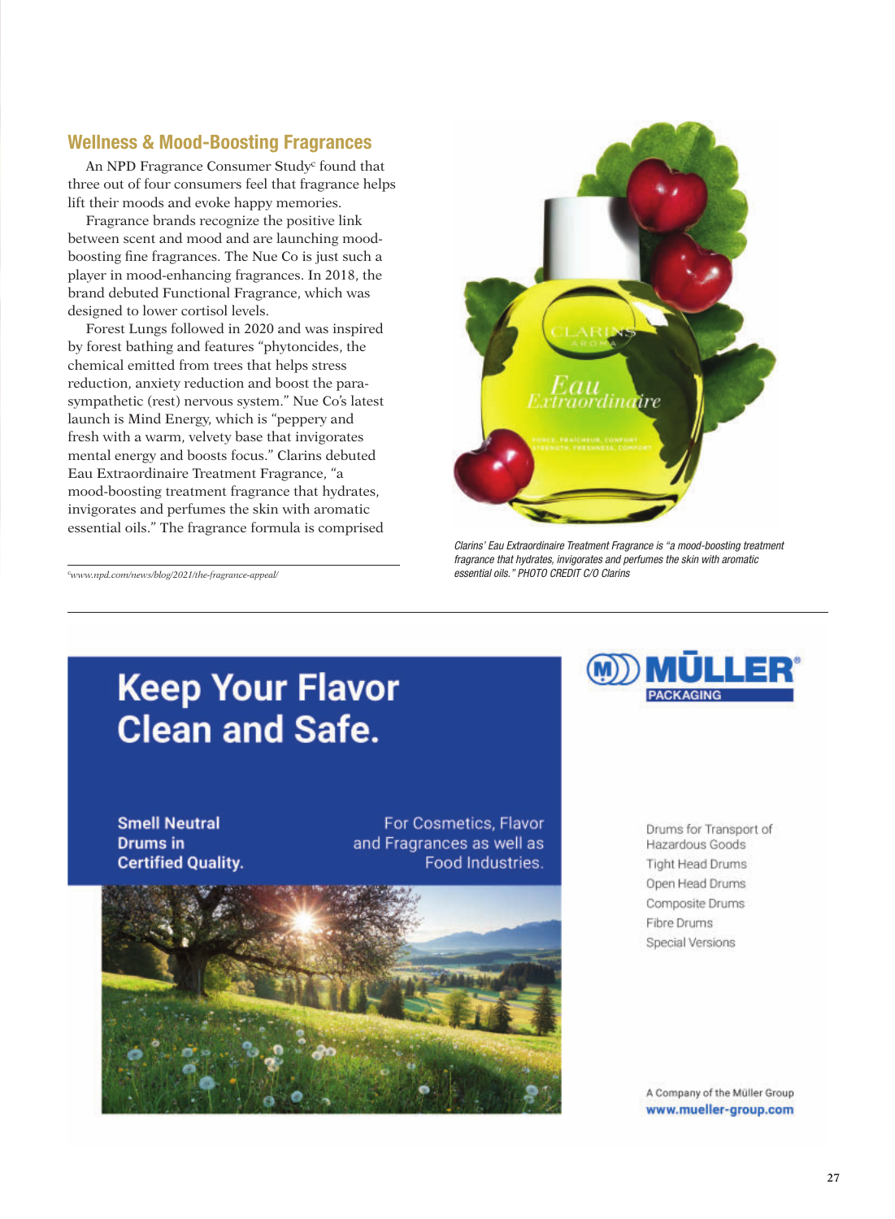## Wellness & Mood-Boosting Fragrances

An NPD Fragrance Consumer Study[c] found that three out of four consumers feel that fragrance helps lift their moods and evoke happy memories.

Fragrance brands recognize the positive link between scent and mood and are launching mood-boosting fine fragrances. The Nue Co is just such a player in mood-enhancing fragrances. In 2018, the brand debuted Functional Fragrance, which was designed to lower cortisol levels.

Forest Lungs followed in 2020 and was inspired by forest bathing and features "phytoncides, the chemical emitted from trees that helps stress reduction, anxiety reduction and boost the para-sympathetic (rest) nervous system." Nue Co's latest launch is Mind Energy, which is "peppery and fresh with a warm, velvety base that invigorates mental energy and boosts focus." Clarins debuted Eau Extraordinaire Treatment Fragrance, "a mood-boosting treatment fragrance that hydrates, invigorates and perfumes the skin with aromatic essential oils." The fragrance formula is comprised

[c] www.npd.com/news/blog/2021/the-fragrance-appeal/

*Clarins' Eau Extraordinaire Treatment Fragrance is "a mood-boosting treatment fragrance that hydrates, invigorates and perfumes the skin with aromatic essential oils." PHOTO CREDIT C/O Clarins*

**Keep Your Flavor Clean and Safe.**

**Smell Neutral Drums in Certified Quality.**

For Cosmetics, Flavor and Fragrances as well as Food Industries.

MÜLLER PACKAGING

Drums for Transport of Hazardous Goods
Tight Head Drums
Open Head Drums
Composite Drums
Fibre Drums
Special Versions

A Company of the Müller Group
**www.mueller-group.com**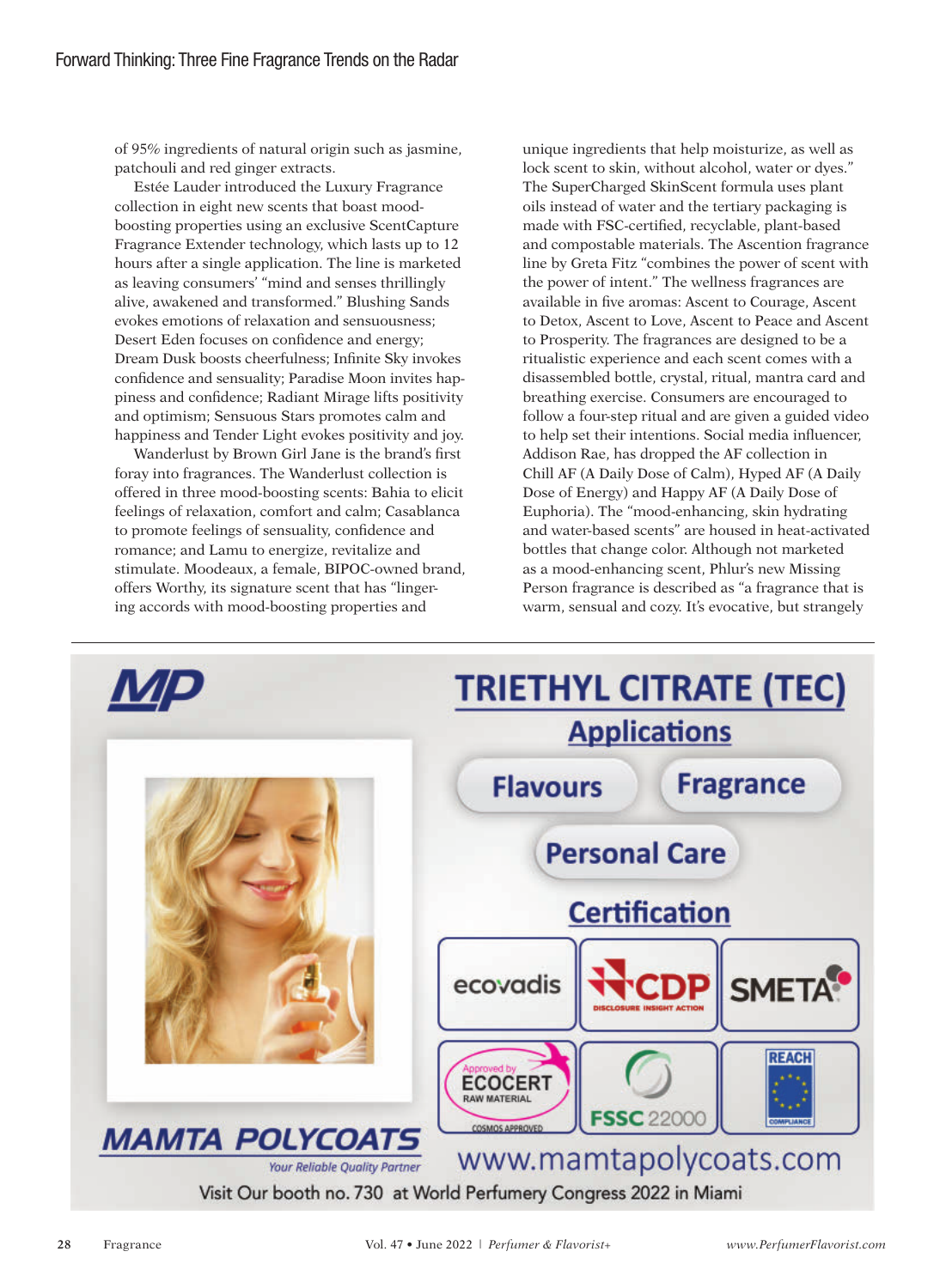of 95% ingredients of natural origin such as jasmine, patchouli and red ginger extracts.

Estée Lauder introduced the Luxury Fragrance collection in eight new scents that boast mood-boosting properties using an exclusive ScentCapture Fragrance Extender technology, which lasts up to 12 hours after a single application. The line is marketed as leaving consumers' "mind and senses thrillingly alive, awakened and transformed." Blushing Sands evokes emotions of relaxation and sensuousness; Desert Eden focuses on confidence and energy; Dream Dusk boosts cheerfulness; Infinite Sky invokes confidence and sensuality; Paradise Moon invites happiness and confidence; Radiant Mirage lifts positivity and optimism; Sensuous Stars promotes calm and happiness and Tender Light evokes positivity and joy.

Wanderlust by Brown Girl Jane is the brand's first foray into fragrances. The Wanderlust collection is offered in three mood-boosting scents: Bahia to elicit feelings of relaxation, comfort and calm; Casablanca to promote feelings of sensuality, confidence and romance; and Lamu to energize, revitalize and stimulate. Moodeaux, a female, BIPOC-owned brand, offers Worthy, its signature scent that has "lingering accords with mood-boosting properties and unique ingredients that help moisturize, as well as lock scent to skin, without alcohol, water or dyes." The SuperCharged SkinScent formula uses plant oils instead of water and the tertiary packaging is made with FSC-certified, recyclable, plant-based and compostable materials. The Ascention fragrance line by Greta Fitz "combines the power of scent with the power of intent." The wellness fragrances are available in five aromas: Ascent to Courage, Ascent to Detox, Ascent to Love, Ascent to Peace and Ascent to Prosperity. The fragrances are designed to be a ritualistic experience and each scent comes with a disassembled bottle, crystal, ritual, mantra card and breathing exercise. Consumers are encouraged to follow a four-step ritual and are given a guided video to help set their intentions. Social media influencer, Addison Rae, has dropped the AF collection in Chill AF (A Daily Dose of Calm), Hyped AF (A Daily Dose of Energy) and Happy AF (A Daily Dose of Euphoria). The "mood-enhancing, skin hydrating and water-based scents" are housed in heat-activated bottles that change color. Although not marketed as a mood-enhancing scent, Phlur's new Missing Person fragrance is described as "a fragrance that is warm, sensual and cozy. It's evocative, but strangely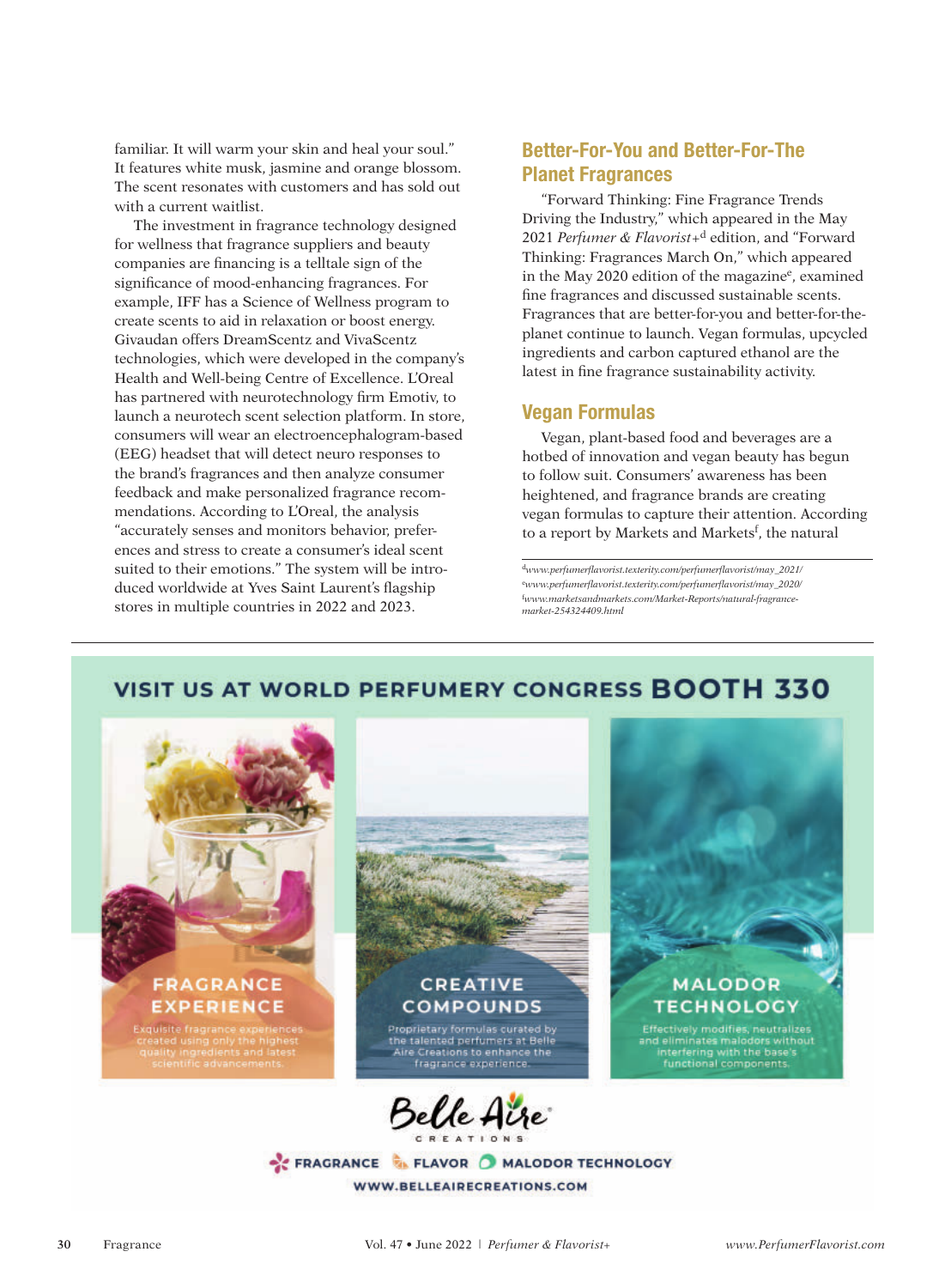familiar. It will warm your skin and heal your soul." It features white musk, jasmine and orange blossom. The scent resonates with customers and has sold out with a current waitlist.

The investment in fragrance technology designed for wellness that fragrance suppliers and beauty companies are financing is a telltale sign of the significance of mood-enhancing fragrances. For example, IFF has a Science of Wellness program to create scents to aid in relaxation or boost energy. Givaudan offers DreamScentz and VivaScentz technologies, which were developed in the company's Health and Well-being Centre of Excellence. L'Oreal has partnered with neurotechnology firm Emotiv, to launch a neurotech scent selection platform. In store, consumers will wear an electroencephalogram-based (EEG) headset that will detect neuro responses to the brand's fragrances and then analyze consumer feedback and make personalized fragrance recommendations. According to L'Oreal, the analysis "accurately senses and monitors behavior, preferences and stress to create a consumer's ideal scent suited to their emotions." The system will be introduced worldwide at Yves Saint Laurent's flagship stores in multiple countries in 2022 and 2023.

## Better-For-You and Better-For-The Planet Fragrances

"Forward Thinking: Fine Fragrance Trends Driving the Industry," which appeared in the May 2021 *Perfumer & Flavorist+*[d] edition, and "Forward Thinking: Fragrances March On," which appeared in the May 2020 edition of the magazine[e], examined fine fragrances and discussed sustainable scents. Fragrances that are better-for-you and better-for-the-planet continue to launch. Vegan formulas, upcycled ingredients and carbon captured ethanol are the latest in fine fragrance sustainability activity.

## Vegan Formulas

Vegan, plant-based food and beverages are a hotbed of innovation and vegan beauty has begun to follow suit. Consumers' awareness has been heightened, and fragrance brands are creating vegan formulas to capture their attention. According to a report by Markets and Markets[f], the natural

[d]*www.perfumerflavorist.texterity.com/perfumerflavorist/may_2021/*
[e]*www.perfumerflavorist.texterity.com/perfumerflavorist/may_2020/*
[f]*www.marketsandmarkets.com/Market-Reports/natural-fragrance-market-254324409.html*

VISIT US AT WORLD PERFUMERY CONGRESS **BOOTH 330**

**FRAGRANCE EXPERIENCE**
Exquisite fragrance experiences created using only the highest quality ingredients and latest scientific advancements.

**CREATIVE COMPOUNDS**
Proprietary formulas curated by the talented perfumers at Belle Aire Creations to enhance the fragrance experience.

**MALODOR TECHNOLOGY**
Effectively modifies, neutralizes and eliminates malodors without interfering with the base's functional components.

Belle Aire CREATIONS

FRAGRANCE FLAVOR MALODOR TECHNOLOGY

WWW.BELLEAIRECREATIONS.COM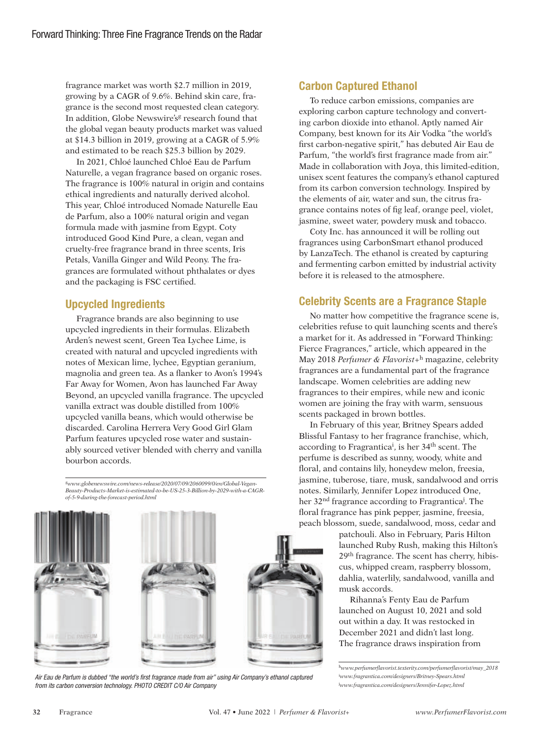fragrance market was worth $2.7 million in 2019, growing by a CAGR of 9.6%. Behind skin care, fragrance is the second most requested clean category. In addition, Globe Newswire's[g] research found that the global vegan beauty products market was valued at $14.3 billion in 2019, growing at a CAGR of 5.9% and estimated to be reach $25.3 billion by 2029.

In 2021, Chloé launched Chloé Eau de Parfum Naturelle, a vegan fragrance based on organic roses. The fragrance is 100% natural in origin and contains ethical ingredients and naturally derived alcohol. This year, Chloé introduced Nomade Naturelle Eau de Parfum, also a 100% natural origin and vegan formula made with jasmine from Egypt. Coty introduced Good Kind Pure, a clean, vegan and cruelty-free fragrance brand in three scents, Iris Petals, Vanilla Ginger and Wild Peony. The fragrances are formulated without phthalates or dyes and the packaging is FSC certified.

## Upcycled Ingredients

Fragrance brands are also beginning to use upcycled ingredients in their formulas. Elizabeth Arden's newest scent, Green Tea Lychee Lime, is created with natural and upcycled ingredients with notes of Mexican lime, lychee, Egyptian geranium, magnolia and green tea. As a flanker to Avon's 1994's Far Away for Women, Avon has launched Far Away Beyond, an upcycled vanilla fragrance. The upcycled vanilla extract was double distilled from 100% upcycled vanilla beans, which would otherwise be discarded. Carolina Herrera Very Good Girl Glam Parfum features upcycled rose water and sustainably sourced vetiver blended with cherry and vanilla bourbon accords.

[g]*www.globenewswire.com/news-release/2020/07/09/2060099/0/en/Global-Vegan-Beauty-Products-Market-is-estimated-to-be-US-25-3-Billion-by-2029-with-a-CAGR-of-5-9-during-the-forecast-period.html*

*Air Eau de Parfum is dubbed "the world's first fragrance made from air" using Air Company's ethanol captured from its carbon conversion technology. PHOTO CREDIT C/O Air Company*

## Carbon Captured Ethanol

To reduce carbon emissions, companies are exploring carbon capture technology and converting carbon dioxide into ethanol. Aptly named Air Company, best known for its Air Vodka "the world's first carbon-negative spirit," has debuted Air Eau de Parfum, "the world's first fragrance made from air." Made in collaboration with Joya, this limited-edition, unisex scent features the company's ethanol captured from its carbon conversion technology. Inspired by the elements of air, water and sun, the citrus fragrance contains notes of fig leaf, orange peel, violet, jasmine, sweet water, powdery musk and tobacco.

Coty Inc. has announced it will be rolling out fragrances using CarbonSmart ethanol produced by LanzaTech. The ethanol is created by capturing and fermenting carbon emitted by industrial activity before it is released to the atmosphere.

## Celebrity Scents are a Fragrance Staple

No matter how competitive the fragrance scene is, celebrities refuse to quit launching scents and there's a market for it. As addressed in "Forward Thinking: Fierce Fragrances," article, which appeared in the May 2018 *Perfumer & Flavorist+*[h] magazine, celebrity fragrances are a fundamental part of the fragrance landscape. Women celebrities are adding new fragrances to their empires, while new and iconic women are joining the fray with warm, sensuous scents packaged in brown bottles.

In February of this year, Britney Spears added Blissful Fantasy to her fragrance franchise, which, according to Fragrantica[i], is her 34th scent. The perfume is described as sunny, woody, white and floral, and contains lily, honeydew melon, freesia, jasmine, tuberose, tiare, musk, sandalwood and orris notes. Similarly, Jennifer Lopez introduced One, her 32nd fragrance according to Fragrantica[j]. The floral fragrance has pink pepper, jasmine, freesia, peach blossom, suede, sandalwood, moss, cedar and patchouli. Also in February, Paris Hilton launched Ruby Rush, making this Hilton's 29th fragrance. The scent has cherry, hibiscus, whipped cream, raspberry blossom, dahlia, waterlily, sandalwood, vanilla and musk accords.

Rihanna's Fenty Eau de Parfum launched on August 10, 2021 and sold out within a day. It was restocked in December 2021 and didn't last long. The fragrance draws inspiration from

[h]*www.perfumerflavorist.texterity.com/perfumerflavorist/may_2018*
[i]*www.fragrantica.com/designers/Britney-Spears.html*
[j]*www.fragrantica.com/designers/Jennifer-Lopez.html*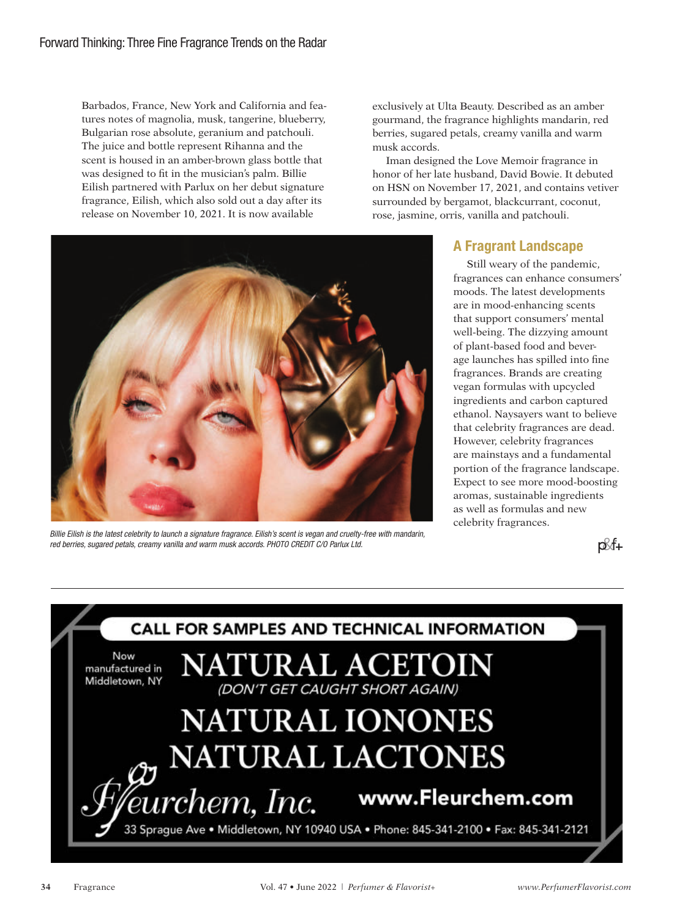Barbados, France, New York and California and features notes of magnolia, musk, tangerine, blueberry, Bulgarian rose absolute, geranium and patchouli. The juice and bottle represent Rihanna and the scent is housed in an amber-brown glass bottle that was designed to fit in the musician's palm. Billie Eilish partnered with Parlux on her debut signature fragrance, Eilish, which also sold out a day after its release on November 10, 2021. It is now available exclusively at Ulta Beauty. Described as an amber gourmand, the fragrance highlights mandarin, red berries, sugared petals, creamy vanilla and warm musk accords.

Iman designed the Love Memoir fragrance in honor of her late husband, David Bowie. It debuted on HSN on November 17, 2021, and contains vetiver surrounded by bergamot, blackcurrant, coconut, rose, jasmine, orris, vanilla and patchouli.

*Billie Eilish is the latest celebrity to launch a signature fragrance. Eilish's scent is vegan and cruelty-free with mandarin, red berries, sugared petals, creamy vanilla and warm musk accords. PHOTO CREDIT C/O Parlux Ltd.*

## A Fragrant Landscape

Still weary of the pandemic, fragrances can enhance consumers' moods. The latest developments are in mood-enhancing scents that support consumers' mental well-being. The dizzying amount of plant-based food and beverage launches has spilled into fine fragrances. Brands are creating vegan formulas with upcycled ingredients and carbon captured ethanol. Naysayers want to believe that celebrity fragrances are dead. However, celebrity fragrances are mainstays and a fundamental portion of the fragrance landscape. Expect to see more mood-boosting aromas, sustainable ingredients as well as formulas and new celebrity fragrances.

p&f+

---

CALL FOR SAMPLES AND TECHNICAL INFORMATION

Now manufactured in Middletown, NY

NATURAL ACETOIN

(DON'T GET CAUGHT SHORT AGAIN)

NATURAL IONONES

NATURAL LACTONES

Fleurchem, Inc. www.Fleurchem.com

33 Sprague Ave • Middletown, NY 10940 USA • Phone: 845-341-2100 • Fax: 845-341-2121